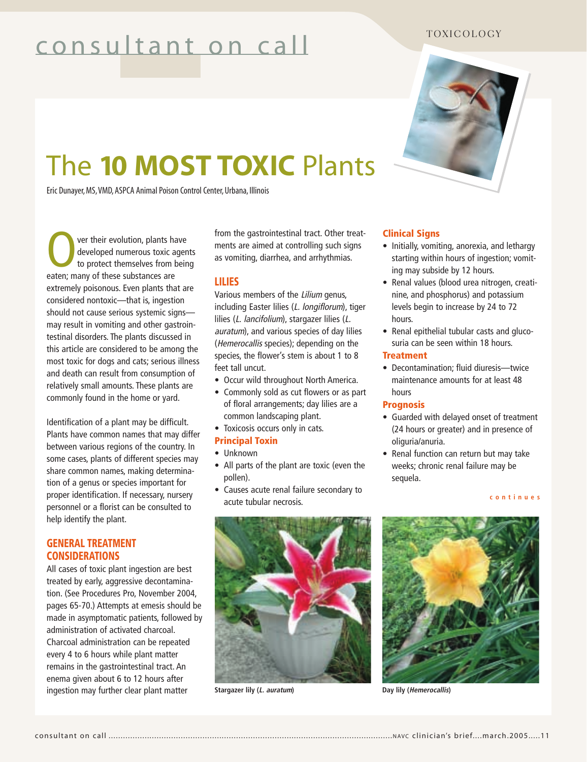TOXICOLOGY

# consultant on call

# The **10 MOST TOXIC** Plants

Eric Dunayer, MS, VMD, ASPCA Animal Poison Control Center, Urbana, Illinois

Over their evolution, plants have developed numerous toxic agents to protect themselves from being eaten; many of these substances are extremely poisonous. Even plants that are considered nontoxic—that is, ingestion should not cause serious systemic signs—may result in vomiting and other gastrointestinal disorders. The plants discussed in this article are considered to be among the most toxic for dogs and cats; serious illness and death can result from consumption of relatively small amounts. These plants are commonly found in the home or yard.

Identification of a plant may be difficult. Plants have common names that may differ between various regions of the country. In some cases, plants of different species may share common names, making determination of a genus or species important for proper identification. If necessary, nursery personnel or a florist can be consulted to help identify the plant.

## GENERAL TREATMENT CONSIDERATIONS

All cases of toxic plant ingestion are best treated by early, aggressive decontamination. (See Procedures Pro, November 2004, pages 65-70.) Attempts at emesis should be made in asymptomatic patients, followed by administration of activated charcoal. Charcoal administration can be repeated every 4 to 6 hours while plant matter remains in the gastrointestinal tract. An enema given about 6 to 12 hours after ingestion may further clear plant matter from the gastrointestinal tract. Other treatments are aimed at controlling such signs as vomiting, diarrhea, and arrhythmias.

## LILIES

Various members of the *Lilium* genus, including Easter lilies (*L. longiflorum*), tiger lilies (*L. lancifolium*), stargazer lilies (*L. auratum*), and various species of day lilies (*Hemerocallis* species); depending on the species, the flower's stem is about 1 to 8 feet tall uncut.

- Occur wild throughout North America.
- Commonly sold as cut flowers or as part of floral arrangements; day lilies are a common landscaping plant.
- Toxicosis occurs only in cats.

### Principal Toxin

- Unknown
- All parts of the plant are toxic (even the pollen).
- Causes acute renal failure secondary to acute tubular necrosis.

### Clinical Signs

- Initially, vomiting, anorexia, and lethargy starting within hours of ingestion; vomiting may subside by 12 hours.
- Renal values (blood urea nitrogen, creatinine, and phosphorus) and potassium levels begin to increase by 24 to 72 hours.
- Renal epithelial tubular casts and glucosuria can be seen within 18 hours.

### Treatment

- Decontamination; fluid diuresis—twice maintenance amounts for at least 48 hours

### Prognosis

- Guarded with delayed onset of treatment (24 hours or greater) and in presence of oliguria/anuria.
- Renal function can return but may take weeks; chronic renal failure may be sequela.

continues

Stargazer lily (*L. auratum*)

Day lily (*Hemerocallis*)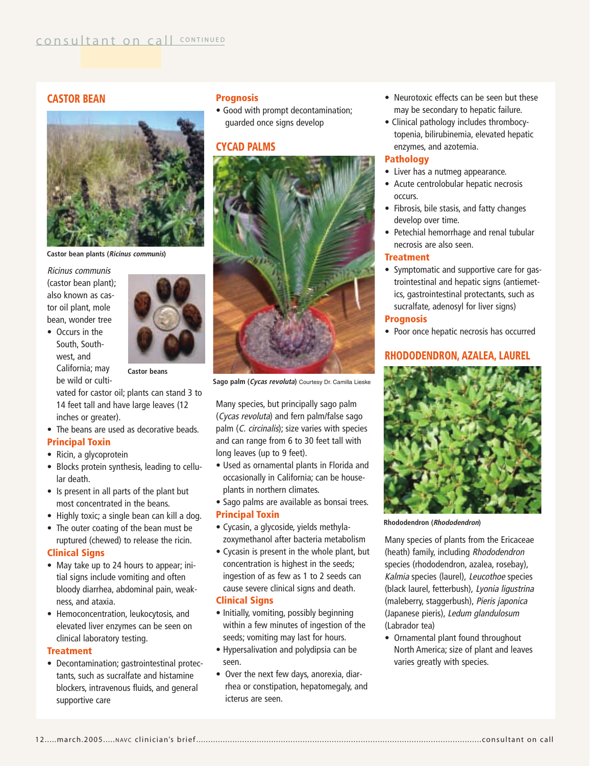## CASTOR BEAN

Castor bean plants (*Ricinus communis*)

Castor beans

*Ricinus communis* (castor bean plant); also known as castor oil plant, mole bean, wonder tree

- Occurs in the South, Southwest, and California; may be wild or cultivated for castor oil; plants can stand 3 to 14 feet tall and have large leaves (12 inches or greater).
- The beans are used as decorative beads.

### Principal Toxin

- Ricin, a glycoprotein
- Blocks protein synthesis, leading to cellular death.
- Is present in all parts of the plant but most concentrated in the beans.
- Highly toxic; a single bean can kill a dog.
- The outer coating of the bean must be ruptured (chewed) to release the ricin.

### Clinical Signs

- May take up to 24 hours to appear; initial signs include vomiting and often bloody diarrhea, abdominal pain, weakness, and ataxia.
- Hemoconcentration, leukocytosis, and elevated liver enzymes can be seen on clinical laboratory testing.

### Treatment

- Decontamination; gastrointestinal protectants, such as sucralfate and histamine blockers, intravenous fluids, and general supportive care

### Prognosis

- Good with prompt decontamination; guarded once signs develop

## CYCAD PALMS

Sago palm (*Cycas revoluta*) Courtesy Dr. Camilla Lieske

Many species, but principally sago palm (*Cycas revoluta*) and fern palm/false sago palm (*C. circinalis*); size varies with species and can range from 6 to 30 feet tall with long leaves (up to 9 feet).

- Used as ornamental plants in Florida and occasionally in California; can be houseplants in northern climates.
- Sago palms are available as bonsai trees.

### Principal Toxin

- Cycasin, a glycoside, yields methylazoxymethanol after bacteria metabolism
- Cycasin is present in the whole plant, but concentration is highest in the seeds; ingestion of as few as 1 to 2 seeds can cause severe clinical signs and death.

### Clinical Signs

- Initially, vomiting, possibly beginning within a few minutes of ingestion of the seeds; vomiting may last for hours.
- Hypersalivation and polydipsia can be seen.
- Over the next few days, anorexia, diarrhea or constipation, hepatomegaly, and icterus are seen.
- Neurotoxic effects can be seen but these may be secondary to hepatic failure.
- Clinical pathology includes thrombocytopenia, bilirubinemia, elevated hepatic enzymes, and azotemia.

### Pathology

- Liver has a nutmeg appearance.
- Acute centrolobular hepatic necrosis occurs.
- Fibrosis, bile stasis, and fatty changes develop over time.
- Petechial hemorrhage and renal tubular necrosis are also seen.

### Treatment

- Symptomatic and supportive care for gastrointestinal and hepatic signs (antiemetics, gastrointestinal protectants, such as sucralfate, adenosyl for liver signs)

### Prognosis

- Poor once hepatic necrosis has occurred

## RHODODENDRON, AZALEA, LAUREL

Rhododendron (*Rhododendron*)

Many species of plants from the Ericaceae (heath) family, including *Rhododendron* species (rhododendron, azalea, rosebay), *Kalmia* species (laurel), *Leucothoe* species (black laurel, fetterbush), *Lyonia ligustrina* (maleberry, staggerbush), *Pieris japonica* (Japanese pieris), *Ledum glandulosum* (Labrador tea)

- Ornamental plant found throughout North America; size of plant and leaves varies greatly with species.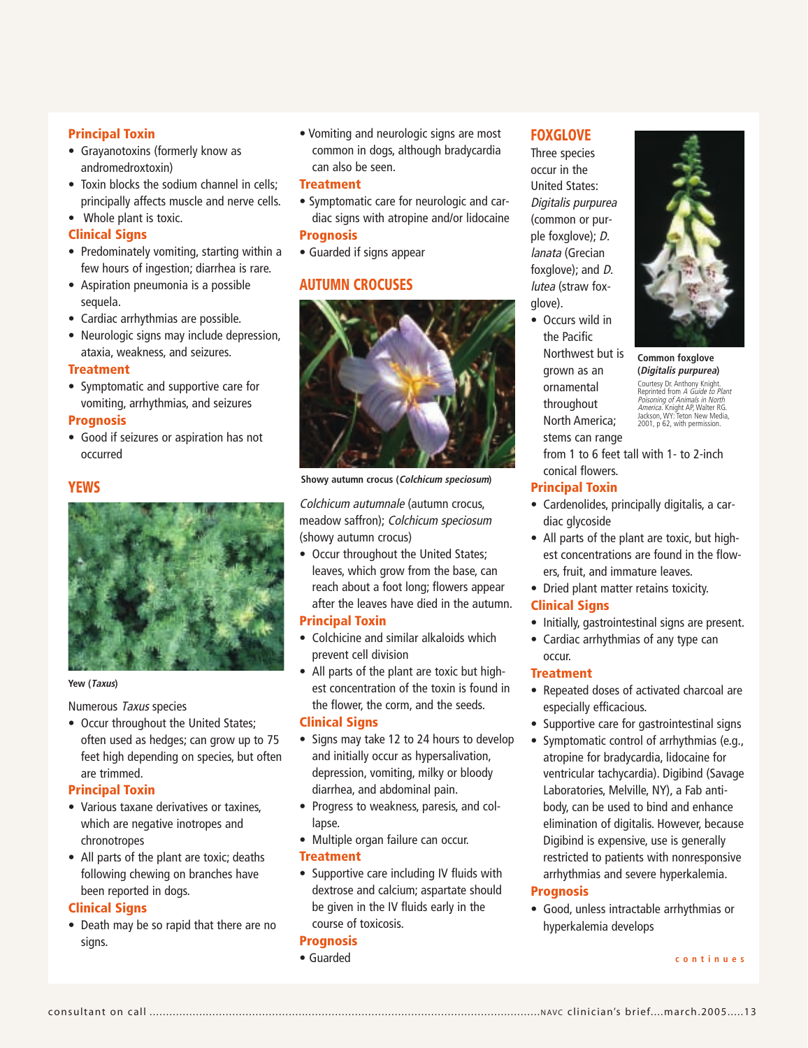### Principal Toxin

- Grayanotoxins (formerly know as andromedroxtoxin)
- Toxin blocks the sodium channel in cells; principally affects muscle and nerve cells.
- Whole plant is toxic.

### Clinical Signs

- Predominately vomiting, starting within a few hours of ingestion; diarrhea is rare.
- Aspiration pneumonia is a possible sequela.
- Cardiac arrhythmias are possible.
- Neurologic signs may include depression, ataxia, weakness, and seizures.

### Treatment

- Symptomatic and supportive care for vomiting, arrhythmias, and seizures

### Prognosis

- Good if seizures or aspiration has not occurred

## YEWS

**Yew (*Taxus*)**

Numerous *Taxus* species

- Occur throughout the United States; often used as hedges; can grow up to 75 feet high depending on species, but often are trimmed.

### Principal Toxin

- Various taxane derivatives or taxines, which are negative inotropes and chronotropes
- All parts of the plant are toxic; deaths following chewing on branches have been reported in dogs.

### Clinical Signs

- Death may be so rapid that there are no signs.
- Vomiting and neurologic signs are most common in dogs, although bradycardia can also be seen.

### Treatment

- Symptomatic care for neurologic and cardiac signs with atropine and/or lidocaine

### Prognosis

- Guarded if signs appear

## AUTUMN CROCUSES

**Showy autumn crocus (*Colchicum speciosum*)**

*Colchicum autumnale* (autumn crocus, meadow saffron); *Colchicum speciosum* (showy autumn crocus)

- Occur throughout the United States; leaves, which grow from the base, can reach about a foot long; flowers appear after the leaves have died in the autumn.

### Principal Toxin

- Colchicine and similar alkaloids which prevent cell division
- All parts of the plant are toxic but highest concentration of the toxin is found in the flower, the corm, and the seeds.

### Clinical Signs

- Signs may take 12 to 24 hours to develop and initially occur as hypersalivation, depression, vomiting, milky or bloody diarrhea, and abdominal pain.
- Progress to weakness, paresis, and collapse.
- Multiple organ failure can occur.

### Treatment

- Supportive care including IV fluids with dextrose and calcium; aspartate should be given in the IV fluids early in the course of toxicosis.

### Prognosis

- Guarded

## FOXGLOVE

Three species occur in the United States: *Digitalis purpurea* (common or purple foxglove); *D. lanata* (Grecian foxglove); and *D. lutea* (straw foxglove).

- Occurs wild in the Pacific Northwest but is grown as an ornamental throughout North America; stems can range from 1 to 6 feet tall with 1- to 2-inch conical flowers.

**Common foxglove (*Digitalis purpurea*)**

Courtesy Dr. Anthony Knight. Reprinted from *A Guide to Plant Poisoning of Animals in North America*. Knight AP, Walter RG. Jackson, WY: Teton New Media, 2001, p 62, with permission.

### Principal Toxin

- Cardenolides, principally digitalis, a cardiac glycoside
- All parts of the plant are toxic, but highest concentrations are found in the flowers, fruit, and immature leaves.
- Dried plant matter retains toxicity.

### Clinical Signs

- Initially, gastrointestinal signs are present.
- Cardiac arrhythmias of any type can occur.

### Treatment

- Repeated doses of activated charcoal are especially efficacious.
- Supportive care for gastrointestinal signs
- Symptomatic control of arrhythmias (e.g., atropine for bradycardia, lidocaine for ventricular tachycardia). Digibind (Savage Laboratories, Melville, NY), a Fab antibody, can be used to bind and enhance elimination of digitalis. However, because Digibind is expensive, use is generally restricted to patients with nonresponsive arrhythmias and severe hyperkalemia.

### Prognosis

- Good, unless intractable arrhythmias or hyperkalemia develops

continues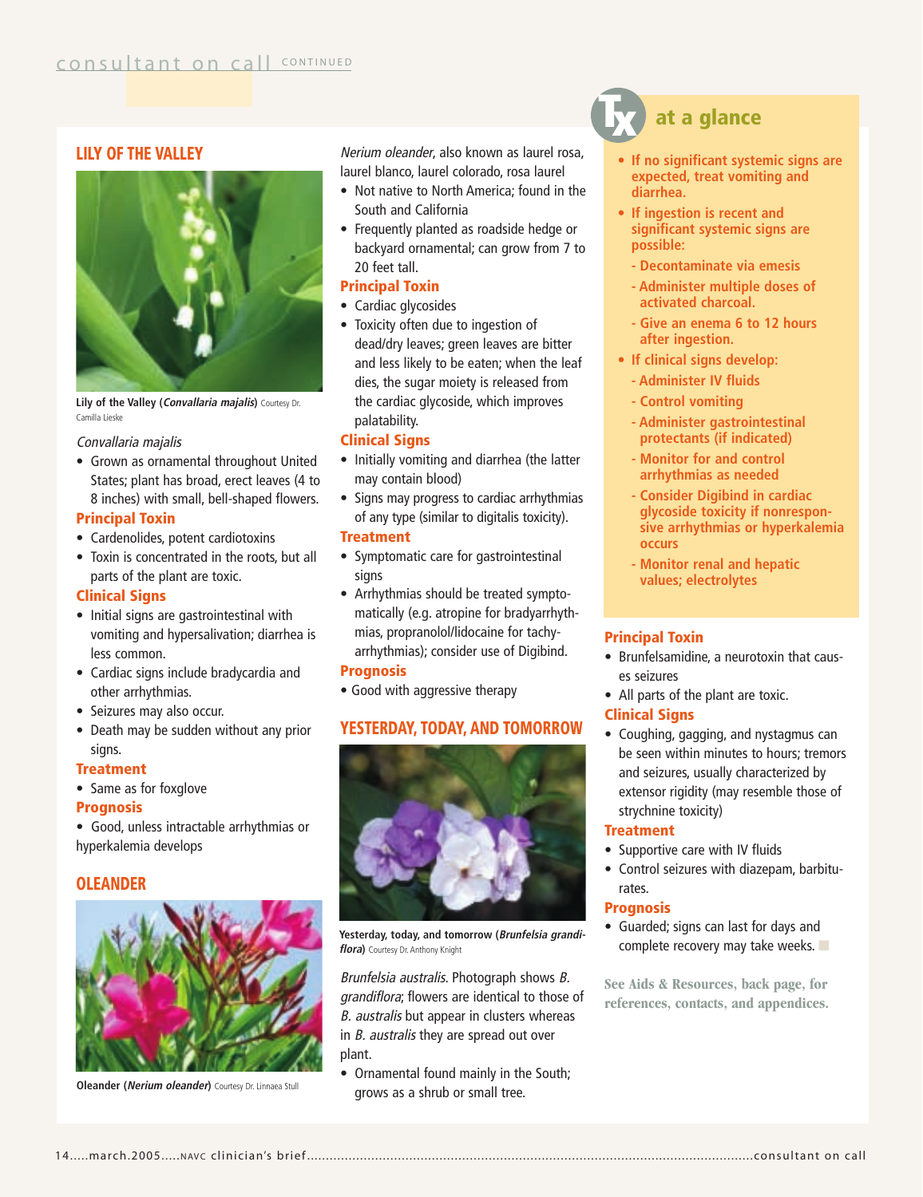## LILY OF THE VALLEY

Lily of the Valley (*Convallaria majalis*) Courtesy Dr. Camilla Lieske

*Convallaria majalis*

- Grown as ornamental throughout United States; plant has broad, erect leaves (4 to 8 inches) with small, bell-shaped flowers.

### Principal Toxin

- Cardenolides, potent cardiotoxins
- Toxin is concentrated in the roots, but all parts of the plant are toxic.

### Clinical Signs

- Initial signs are gastrointestinal with vomiting and hypersalivation; diarrhea is less common.
- Cardiac signs include bradycardia and other arrhythmias.
- Seizures may also occur.
- Death may be sudden without any prior signs.

### Treatment

- Same as for foxglove

### Prognosis

- Good, unless intractable arrhythmias or hyperkalemia develops

## OLEANDER

Oleander (*Nerium oleander*) Courtesy Dr. Linnaea Stull

*Nerium oleander*, also known as laurel rosa, laurel blanco, laurel colorado, rosa laurel

- Not native to North America; found in the South and California
- Frequently planted as roadside hedge or backyard ornamental; can grow from 7 to 20 feet tall.

### Principal Toxin

- Cardiac glycosides
- Toxicity often due to ingestion of dead/dry leaves; green leaves are bitter and less likely to be eaten; when the leaf dies, the sugar moiety is released from the cardiac glycoside, which improves palatability.

### Clinical Signs

- Initially vomiting and diarrhea (the latter may contain blood)
- Signs may progress to cardiac arrhythmias of any type (similar to digitalis toxicity).

### Treatment

- Symptomatic care for gastrointestinal signs
- Arrhythmias should be treated symptomatically (e.g. atropine for bradyarrhythmias, propranolol/lidocaine for tachyarrhythmias); consider use of Digibind.

### Prognosis

- Good with aggressive therapy

## YESTERDAY, TODAY, AND TOMORROW

Yesterday, today, and tomorrow (*Brunfelsia grandiflora*) Courtesy Dr. Anthony Knight

*Brunfelsia australis*. Photograph shows *B. grandiflora*; flowers are identical to those of *B. australis* but appear in clusters whereas in *B. australis* they are spread out over plant.

- Ornamental found mainly in the South; grows as a shrub or small tree.

### Principal Toxin

- Brunfelsamidine, a neurotoxin that causes seizures
- All parts of the plant are toxic.

### Clinical Signs

- Coughing, gagging, and nystagmus can be seen within minutes to hours; tremors and seizures, usually characterized by extensor rigidity (may resemble those of strychnine toxicity)

### Treatment

- Supportive care with IV fluids
- Control seizures with diazepam, barbiturates.

### Prognosis

- Guarded; signs can last for days and complete recovery may take weeks.

## Tx at a glance

- If no significant systemic signs are expected, treat vomiting and diarrhea.
- If ingestion is recent and significant systemic signs are possible:
  - Decontaminate via emesis
  - Administer multiple doses of activated charcoal.
  - Give an enema 6 to 12 hours after ingestion.
- If clinical signs develop:
  - Administer IV fluids
  - Control vomiting
  - Administer gastrointestinal protectants (if indicated)
  - Monitor for and control arrhythmias as needed
  - Consider Digibind in cardiac glycoside toxicity if nonresponsive arrhythmias or hyperkalemia occurs
  - Monitor renal and hepatic values; electrolytes

See Aids & Resources, back page, for references, contacts, and appendices.